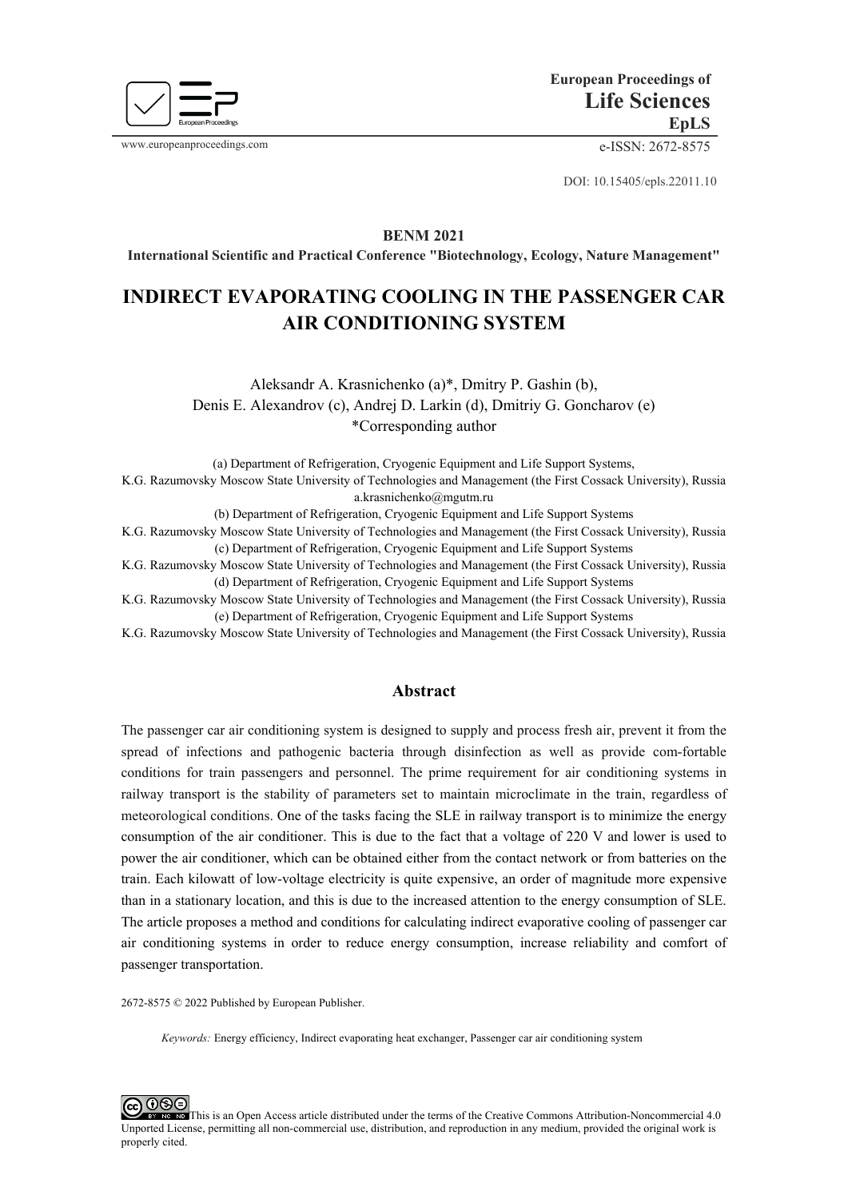**European Proceedings of**
**Life Sciences**
**EpLS**

www.europeanproceedings.com

e-ISSN: 2672-8575

DOI: 10.15405/epls.22011.10

**BENM 2021**
**International Scientific and Practical Conference "Biotechnology, Ecology, Nature Management"**

# INDIRECT EVAPORATING COOLING IN THE PASSENGER CAR AIR CONDITIONING SYSTEM

Aleksandr A. Krasnichenko (a)*, Dmitry P. Gashin (b), Denis E. Alexandrov (c), Andrej D. Larkin (d), Dmitriy G. Goncharov (e)
*Corresponding author

(a) Department of Refrigeration, Cryogenic Equipment and Life Support Systems, K.G. Razumovsky Moscow State University of Technologies and Management (the First Cossack University), Russia a.krasnichenko@mgutm.ru
(b) Department of Refrigeration, Cryogenic Equipment and Life Support Systems K.G. Razumovsky Moscow State University of Technologies and Management (the First Cossack University), Russia
(c) Department of Refrigeration, Cryogenic Equipment and Life Support Systems K.G. Razumovsky Moscow State University of Technologies and Management (the First Cossack University), Russia
(d) Department of Refrigeration, Cryogenic Equipment and Life Support Systems K.G. Razumovsky Moscow State University of Technologies and Management (the First Cossack University), Russia
(e) Department of Refrigeration, Cryogenic Equipment and Life Support Systems K.G. Razumovsky Moscow State University of Technologies and Management (the First Cossack University), Russia

## Abstract

The passenger car air conditioning system is designed to supply and process fresh air, prevent it from the spread of infections and pathogenic bacteria through disinfection as well as provide com-fortable conditions for train passengers and personnel. The prime requirement for air conditioning systems in railway transport is the stability of parameters set to maintain microclimate in the train, regardless of meteorological conditions. One of the tasks facing the SLE in railway transport is to minimize the energy consumption of the air conditioner. This is due to the fact that a voltage of 220 V and lower is used to power the air conditioner, which can be obtained either from the contact network or from batteries on the train. Each kilowatt of low-voltage electricity is quite expensive, an order of magnitude more expensive than in a stationary location, and this is due to the increased attention to the energy consumption of SLE. The article proposes a method and conditions for calculating indirect evaporative cooling of passenger car air conditioning systems in order to reduce energy consumption, increase reliability and comfort of passenger transportation.

2672-8575 © 2022 Published by European Publisher.

*Keywords:* Energy efficiency, Indirect evaporating heat exchanger, Passenger car air conditioning system

This is an Open Access article distributed under the terms of the Creative Commons Attribution-Noncommercial 4.0 Unported License, permitting all non-commercial use, distribution, and reproduction in any medium, provided the original work is properly cited.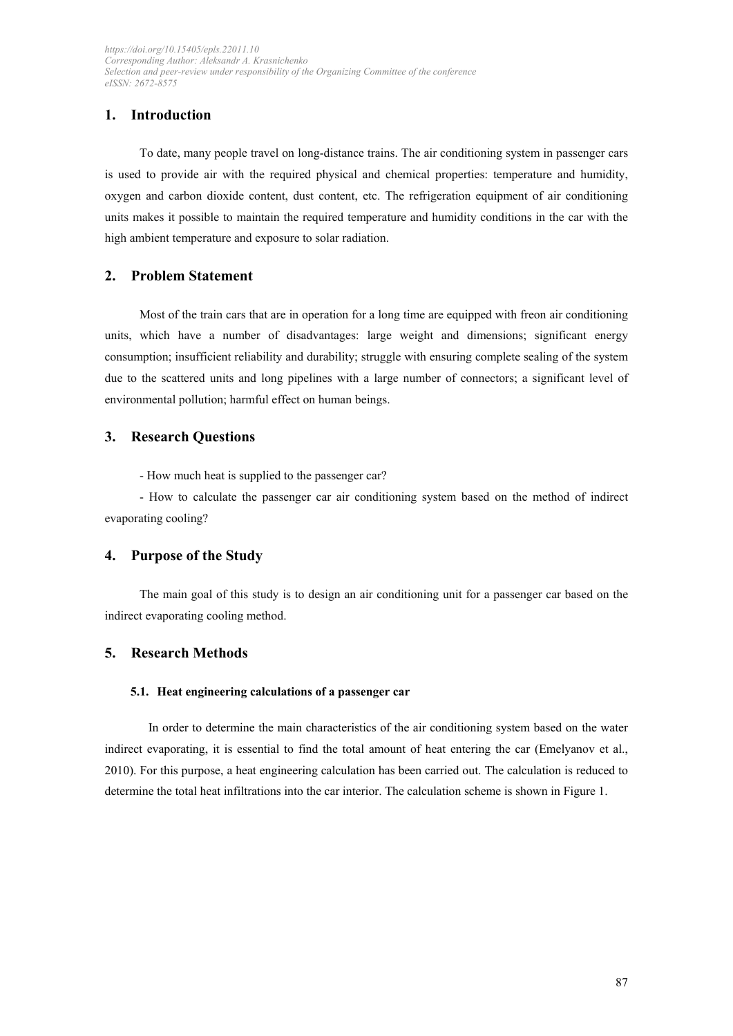## 1. Introduction

To date, many people travel on long-distance trains. The air conditioning system in passenger cars is used to provide air with the required physical and chemical properties: temperature and humidity, oxygen and carbon dioxide content, dust content, etc. The refrigeration equipment of air conditioning units makes it possible to maintain the required temperature and humidity conditions in the car with the high ambient temperature and exposure to solar radiation.

## 2. Problem Statement

Most of the train cars that are in operation for a long time are equipped with freon air conditioning units, which have a number of disadvantages: large weight and dimensions; significant energy consumption; insufficient reliability and durability; struggle with ensuring complete sealing of the system due to the scattered units and long pipelines with a large number of connectors; a significant level of environmental pollution; harmful effect on human beings.

## 3. Research Questions

- How much heat is supplied to the passenger car?
- How to calculate the passenger car air conditioning system based on the method of indirect evaporating cooling?

## 4. Purpose of the Study

The main goal of this study is to design an air conditioning unit for a passenger car based on the indirect evaporating cooling method.

## 5. Research Methods

### 5.1. Heat engineering calculations of a passenger car

In order to determine the main characteristics of the air conditioning system based on the water indirect evaporating, it is essential to find the total amount of heat entering the car (Emelyanov et al., 2010). For this purpose, a heat engineering calculation has been carried out. The calculation is reduced to determine the total heat infiltrations into the car interior. The calculation scheme is shown in Figure 1.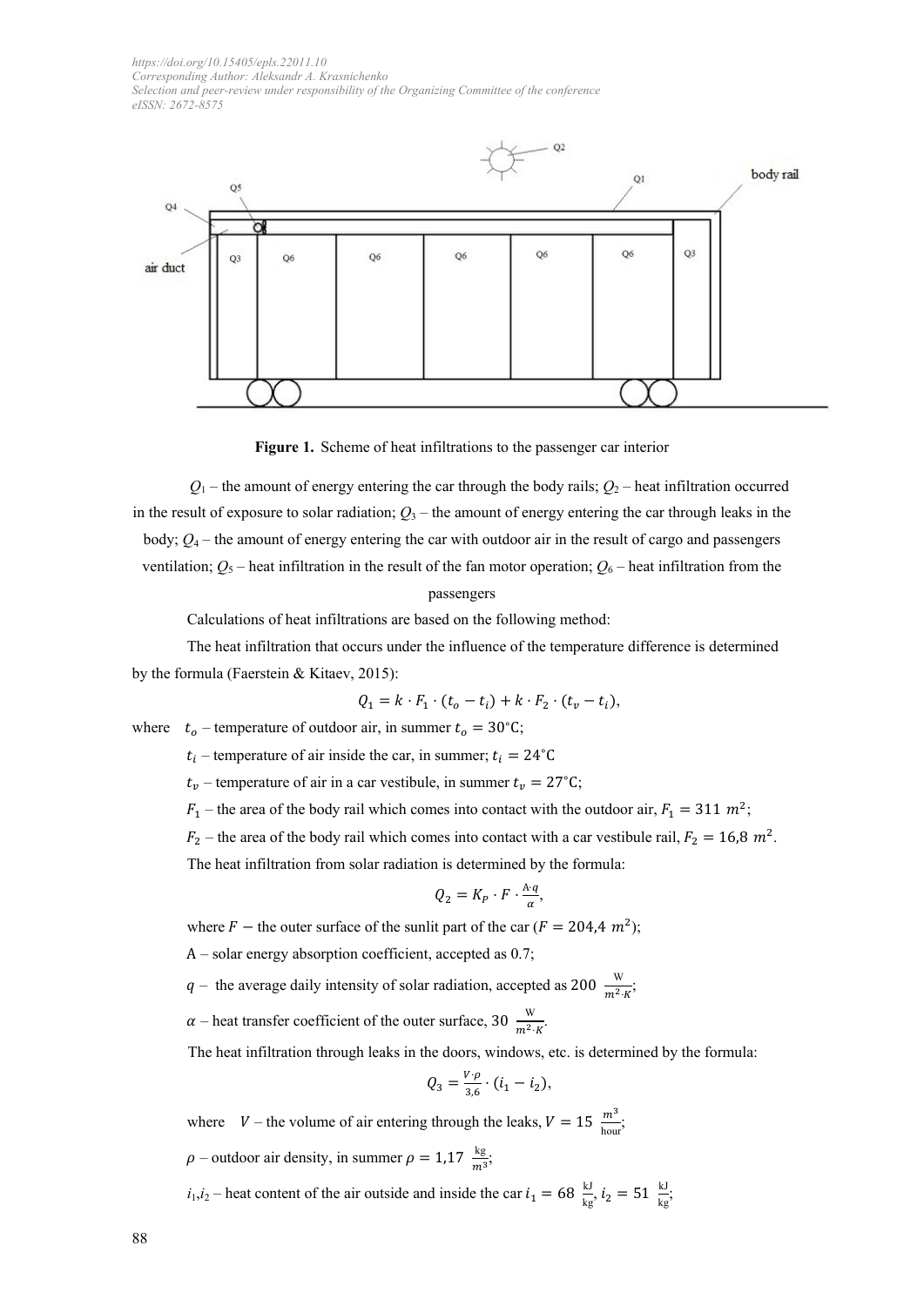**Figure 1.** Scheme of heat infiltrations to the passenger car interior

$Q_1$ – the amount of energy entering the car through the body rails; $Q_2$ – heat infiltration occurred in the result of exposure to solar radiation; $Q_3$ – the amount of energy entering the car through leaks in the body; $Q_4$ – the amount of energy entering the car with outdoor air in the result of cargo and passengers ventilation; $Q_5$ – heat infiltration in the result of the fan motor operation; $Q_6$ – heat infiltration from the passengers

Calculations of heat infiltrations are based on the following method:

The heat infiltration that occurs under the influence of the temperature difference is determined by the formula (Faerstein & Kitaev, 2015):

$$Q_1 = k \cdot F_1 \cdot (t_o - t_i) + k \cdot F_2 \cdot (t_v - t_i),$$

where $t_o$ – temperature of outdoor air, in summer $t_o = 30$°C;

$t_i$ – temperature of air inside the car, in summer; $t_i = 24$°C

$t_v$ – temperature of air in a car vestibule, in summer $t_v = 27$°C;

$F_1$ – the area of the body rail which comes into contact with the outdoor air, $F_1 = 311\ m^2$;

$F_2$ – the area of the body rail which comes into contact with a car vestibule rail, $F_2 = 16{,}8\ m^2$.

The heat infiltration from solar radiation is determined by the formula:

$$Q_2 = K_P \cdot F \cdot \frac{A \cdot q}{\alpha},$$

where $F$ – the outer surface of the sunlit part of the car ($F = 204{,}4\ m^2$);

A – solar energy absorption coefficient, accepted as 0.7;

$q$ – the average daily intensity of solar radiation, accepted as $200\ \frac{\text{W}}{m^2 \cdot K}$;

$\alpha$ – heat transfer coefficient of the outer surface, $30\ \frac{\text{W}}{m^2 \cdot K}$.

The heat infiltration through leaks in the doors, windows, etc. is determined by the formula:

$$Q_3 = \frac{V \cdot \rho}{3{,}6} \cdot (i_1 - i_2),$$

where $V$ – the volume of air entering through the leaks, $V = 15\ \frac{m^3}{\text{hour}}$;

$\rho$ – outdoor air density, in summer $\rho = 1{,}17\ \frac{\text{kg}}{m^3}$;

$i_1$,$i_2$ – heat content of the air outside and inside the car $i_1 = 68\ \frac{\text{kJ}}{\text{kg}}$, $i_2 = 51\ \frac{\text{kJ}}{\text{kg}}$;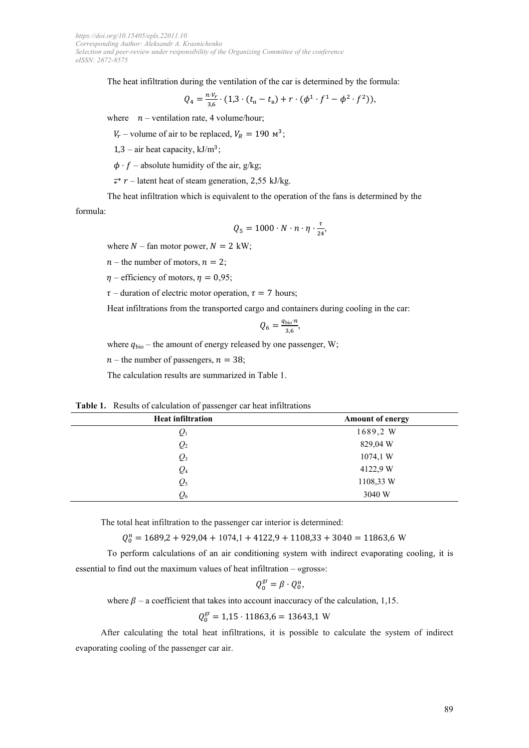The heat infiltration during the ventilation of the car is determined by the formula:

$$Q_4 = \frac{n \cdot V_r}{3{,}6} \cdot (1{,}3 \cdot (t_{н} - t_{в}) + r \cdot (\phi^1 \cdot f^1 - \phi^2 \cdot f^2)),$$

where $n$ – ventilation rate, 4 volume/hour;

$V_r$ – volume of air to be replaced, $V_R = 190$ м$^3$;

1,3 – air heat capacity, kJ/m$^3$;

$\phi \cdot f$ – absolute humidity of the air, g/kg;

⥂ $r$ – latent heat of steam generation, 2,55 kJ/kg.

The heat infiltration which is equivalent to the operation of the fans is determined by the formula:

$$Q_5 = 1000 \cdot N \cdot n \cdot \eta \cdot \frac{\tau}{24},$$

where $N$ – fan motor power, $N = 2$ kW;

$n$ – the number of motors, $n = 2$;

$\eta$ – efficiency of motors, $\eta = 0{,}95$;

$\tau$ – duration of electric motor operation, $\tau = 7$ hours;

Heat infiltrations from the transported cargo and containers during cooling in the car:

$$Q_6 = \frac{q_{bio} \cdot n}{3{,}6},$$

where $q_{bio}$ – the amount of energy released by one passenger, W;

$n$ – the number of passengers, $n = 38$;

The calculation results are summarized in Table 1.

**Table 1.** Results of calculation of passenger car heat infiltrations

| Heat infiltration | Amount of energy |
|---|---|
| $Q_1$ | 1689,2 W |
| $Q_2$ | 829,04 W |
| $Q_3$ | 1074,1 W |
| $Q_4$ | 4122,9 W |
| $Q_5$ | 1108,33 W |
| $Q_6$ | 3040 W |

The total heat infiltration to the passenger car interior is determined:

$$Q_0^{н} = 1689{,}2 + 929{,}04 + 1074{,}1 + 4122{,}9 + 1108{,}33 + 3040 = 11863{,}6 \text{ W}$$

To perform calculations of an air conditioning system with indirect evaporating cooling, it is essential to find out the maximum values of heat infiltration – «gross»:

$$Q_0^{gr} = \beta \cdot Q_0^{н},$$

where $\beta$ – a coefficient that takes into account inaccuracy of the calculation, 1,15.

$$Q_0^{gr} = 1{,}15 \cdot 11863{,}6 = 13643{,}1 \text{ W}$$

After calculating the total heat infiltrations, it is possible to calculate the system of indirect evaporating cooling of the passenger car air.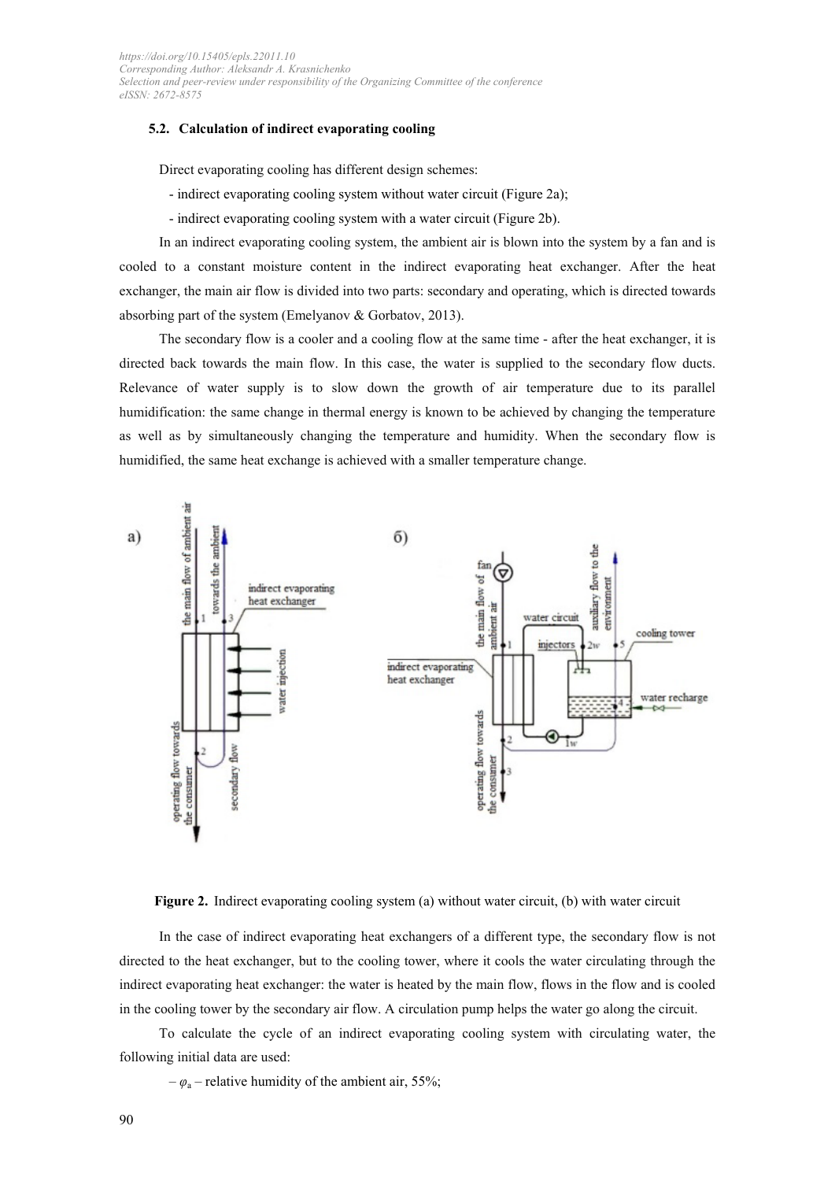### 5.2. Calculation of indirect evaporating cooling

Direct evaporating cooling has different design schemes:

- indirect evaporating cooling system without water circuit (Figure 2a);
- indirect evaporating cooling system with a water circuit (Figure 2b).

In an indirect evaporating cooling system, the ambient air is blown into the system by a fan and is cooled to a constant moisture content in the indirect evaporating heat exchanger. After the heat exchanger, the main air flow is divided into two parts: secondary and operating, which is directed towards absorbing part of the system (Emelyanov & Gorbatov, 2013).

The secondary flow is a cooler and a cooling flow at the same time - after the heat exchanger, it is directed back towards the main flow. In this case, the water is supplied to the secondary flow ducts. Relevance of water supply is to slow down the growth of air temperature due to its parallel humidification: the same change in thermal energy is known to be achieved by changing the temperature as well as by simultaneously changing the temperature and humidity. When the secondary flow is humidified, the same heat exchange is achieved with a smaller temperature change.

**Figure 2.** Indirect evaporating cooling system (a) without water circuit, (b) with water circuit

In the case of indirect evaporating heat exchangers of a different type, the secondary flow is not directed to the heat exchanger, but to the cooling tower, where it cools the water circulating through the indirect evaporating heat exchanger: the water is heated by the main flow, flows in the flow and is cooled in the cooling tower by the secondary air flow. A circulation pump helps the water go along the circuit.

To calculate the cycle of an indirect evaporating cooling system with circulating water, the following initial data are used:

– $\varphi_a$ – relative humidity of the ambient air, 55%;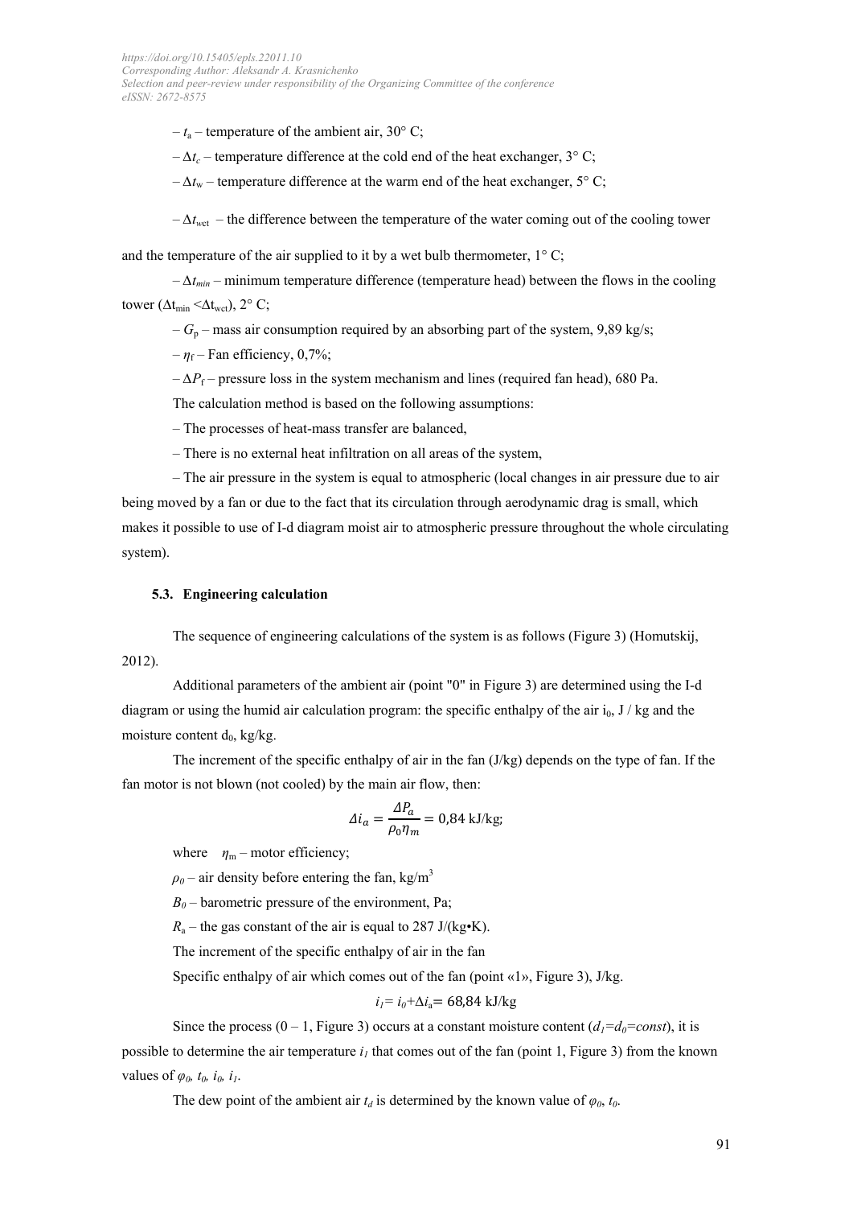– $t_a$ – temperature of the ambient air, 30° C;

– $\Delta t_c$ – temperature difference at the cold end of the heat exchanger, 3° C;

– $\Delta t_w$ – temperature difference at the warm end of the heat exchanger, 5° C;

– $\Delta t_{wct}$ – the difference between the temperature of the water coming out of the cooling tower and the temperature of the air supplied to it by a wet bulb thermometer, 1° C;

– $\Delta t_{min}$ – minimum temperature difference (temperature head) between the flows in the cooling tower ($\Delta t_{min} < \Delta t_{wct}$), 2° C;

– $G_p$ – mass air consumption required by an absorbing part of the system, 9,89 kg/s;

– $\eta_f$ – Fan efficiency, 0,7%;

– $\Delta P_f$ – pressure loss in the system mechanism and lines (required fan head), 680 Pa.

The calculation method is based on the following assumptions:

– The processes of heat-mass transfer are balanced,

– There is no external heat infiltration on all areas of the system,

– The air pressure in the system is equal to atmospheric (local changes in air pressure due to air being moved by a fan or due to the fact that its circulation through aerodynamic drag is small, which makes it possible to use of I-d diagram moist air to atmospheric pressure throughout the whole circulating system).

### 5.3. Engineering calculation

The sequence of engineering calculations of the system is as follows (Figure 3) (Homutskij, 2012).

Additional parameters of the ambient air (point "0" in Figure 3) are determined using the I-d diagram or using the humid air calculation program: the specific enthalpy of the air $i_0$, J / kg and the moisture content $d_0$, kg/kg.

The increment of the specific enthalpy of air in the fan (J/kg) depends on the type of fan. If the fan motor is not blown (not cooled) by the main air flow, then:

$$\Delta i_a = \frac{\Delta P_a}{\rho_0 \eta_m} = 0{,}84 \text{ kJ/kg;}$$

where $\eta_m$ – motor efficiency;

$\rho_0$ – air density before entering the fan, kg/m$^3$

$B_0$ – barometric pressure of the environment, Pa;

$R_a$ – the gas constant of the air is equal to 287 J/(kg•K).

The increment of the specific enthalpy of air in the fan

Specific enthalpy of air which comes out of the fan (point «1», Figure 3), J/kg.

$$i_1 = i_0 + \Delta i_a = 68{,}84 \text{ kJ/kg}$$

Since the process (0 – 1, Figure 3) occurs at a constant moisture content ($d_1 = d_0 = const$), it is possible to determine the air temperature $i_1$ that comes out of the fan (point 1, Figure 3) from the known values of $\varphi_0$, $t_0$, $i_0$, $i_1$.

The dew point of the ambient air $t_d$ is determined by the known value of $\varphi_0$, $t_0$.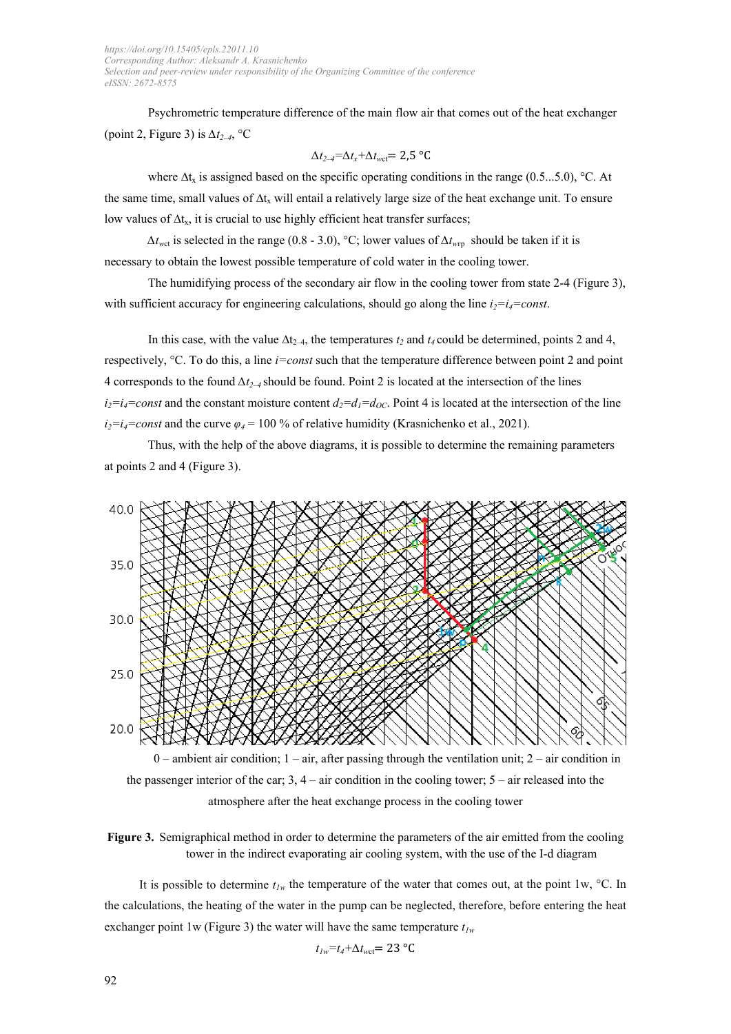Psychrometric temperature difference of the main flow air that comes out of the heat exchanger (point 2, Figure 3) is $\Delta t_{2\text{–}4}$, °C

$$\Delta t_{2\text{–}4}=\Delta t_x+\Delta t_{wet}= 2{,}5\ °C$$

where $\Delta t_x$ is assigned based on the specific operating conditions in the range (0.5...5.0), °C. At the same time, small values of $\Delta t_x$ will entail a relatively large size of the heat exchange unit. To ensure low values of $\Delta t_x$, it is crucial to use highly efficient heat transfer surfaces;

$\Delta t_{wet}$ is selected in the range (0.8 - 3.0), °C; lower values of $\Delta t_{wrp}$ should be taken if it is necessary to obtain the lowest possible temperature of cold water in the cooling tower.

The humidifying process of the secondary air flow in the cooling tower from state 2-4 (Figure 3), with sufficient accuracy for engineering calculations, should go along the line $i_2=i_4=const$.

In this case, with the value $\Delta t_{2\text{–}4}$, the temperatures $t_2$ and $t_4$ could be determined, points 2 and 4, respectively, °C. To do this, a line $i=const$ such that the temperature difference between point 2 and point 4 corresponds to the found $\Delta t_{2\text{–}4}$ should be found. Point 2 is located at the intersection of the lines $i_2=i_4=const$ and the constant moisture content $d_2=d_1=d_{OC}$. Point 4 is located at the intersection of the line $i_2=i_4=const$ and the curve $\varphi_4 = 100$ % of relative humidity (Krasnichenko et al., 2021).

Thus, with the help of the above diagrams, it is possible to determine the remaining parameters at points 2 and 4 (Figure 3).

0 – ambient air condition; 1 – air, after passing through the ventilation unit; 2 – air condition in the passenger interior of the car; 3, 4 – air condition in the cooling tower; 5 – air released into the atmosphere after the heat exchange process in the cooling tower

**Figure 3.** Semigraphical method in order to determine the parameters of the air emitted from the cooling tower in the indirect evaporating air cooling system, with the use of the I-d diagram

It is possible to determine $t_{1w}$ the temperature of the water that comes out, at the point 1w, °C. In the calculations, the heating of the water in the pump can be neglected, therefore, before entering the heat exchanger point 1w (Figure 3) the water will have the same temperature $t_{1w}$

$$t_{1w}=t_4+\Delta t_{wet}= 23\ °C$$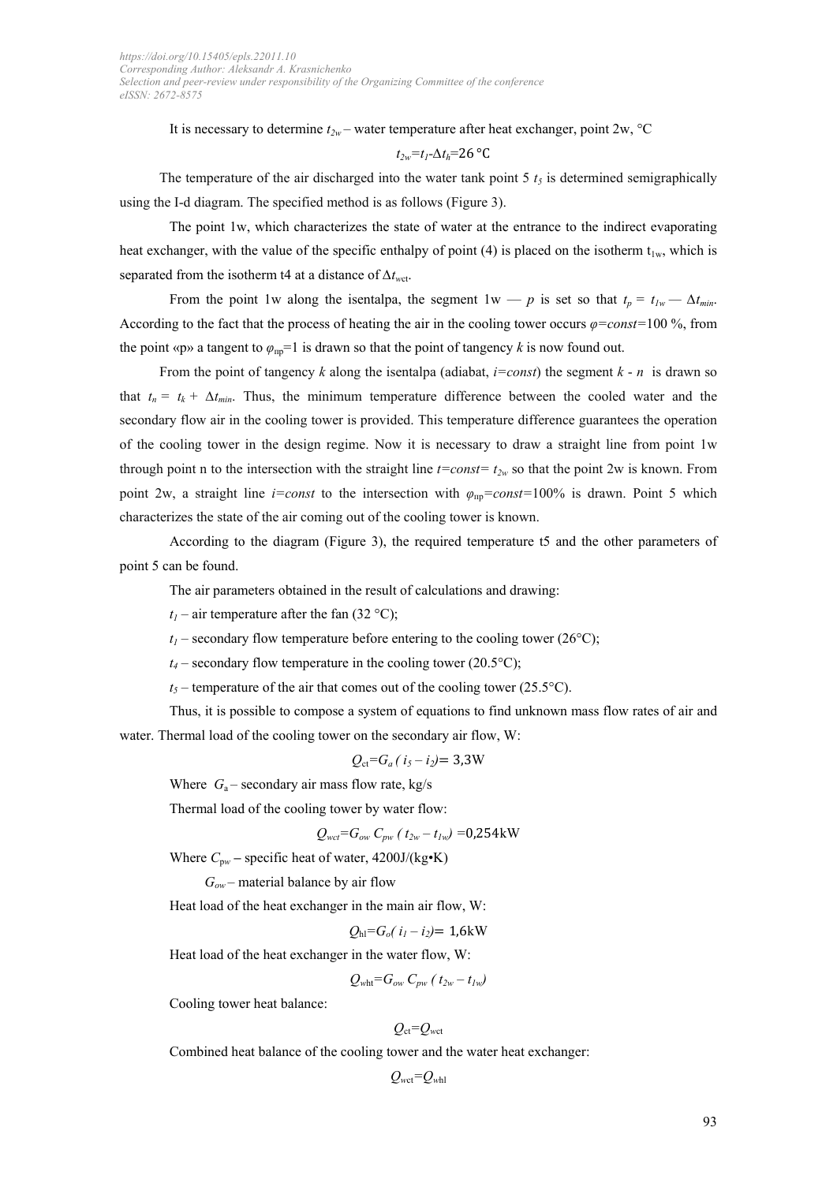It is necessary to determine $t_{2w}$ – water temperature after heat exchanger, point 2w, °C

$$t_{2w}=t_1-\Delta t_h=26\ °\text{C}$$

The temperature of the air discharged into the water tank point 5 $t_5$ is determined semigraphically using the I-d diagram. The specified method is as follows (Figure 3).

The point 1w, which characterizes the state of water at the entrance to the indirect evaporating heat exchanger, with the value of the specific enthalpy of point (4) is placed on the isotherm $t_{1w}$, which is separated from the isotherm t4 at a distance of $\Delta t_{wet}$.

From the point 1w along the isentalpa, the segment 1w — *p* is set so that $t_p = t_{1w} - \Delta t_{min}$. According to the fact that the process of heating the air in the cooling tower occurs $\varphi=const=100$ %, from the point «p» a tangent to $\varphi_{\text{нр}}=1$ is drawn so that the point of tangency *k* is now found out.

From the point of tangency *k* along the isentalpa (adiabat, $i=const$) the segment *k* - *n* is drawn so that $t_n = t_k + \Delta t_{min}$. Thus, the minimum temperature difference between the cooled water and the secondary flow air in the cooling tower is provided. This temperature difference guarantees the operation of the cooling tower in the design regime. Now it is necessary to draw a straight line from point 1w through point n to the intersection with the straight line $t=const= t_{2w}$ so that the point 2w is known. From point 2w, a straight line $i=const$ to the intersection with $\varphi_{\text{нр}}=const=100\%$ is drawn. Point 5 which characterizes the state of the air coming out of the cooling tower is known.

According to the diagram (Figure 3), the required temperature t5 and the other parameters of point 5 can be found.

The air parameters obtained in the result of calculations and drawing:

$t_1$ – air temperature after the fan (32 °C);

$t_1$ – secondary flow temperature before entering to the cooling tower (26°C);

$t_4$ – secondary flow temperature in the cooling tower (20.5°C);

$t_5$ – temperature of the air that comes out of the cooling tower (25.5°C).

Thus, it is possible to compose a system of equations to find unknown mass flow rates of air and water. Thermal load of the cooling tower on the secondary air flow, W:

$$Q_{ct}=G_a\,( i_5 - i_2)= 3{,}3\text{W}$$

Where $G_a$ – secondary air mass flow rate, kg/s

Thermal load of the cooling tower by water flow:

$$Q_{wct}=G_{ow}\, C_{pw}\,( t_{2w} - t_{1w}) =0{,}254\text{kW}$$

Where $C_{pw}$ – specific heat of water, 4200J/(kg•K)

$G_{ow}$ – material balance by air flow

Heat load of the heat exchanger in the main air flow, W:

$$Q_{hl}=G_o( i_1 - i_2)= 1{,}6\text{kW}$$

Heat load of the heat exchanger in the water flow, W:

$$Q_{wht}=G_{ow}\, C_{pw}\,( t_{2w} - t_{1w})$$

Cooling tower heat balance:

$$Q_{ct}=Q_{wct}$$

Combined heat balance of the cooling tower and the water heat exchanger:

$$Q_{wct}=Q_{whl}$$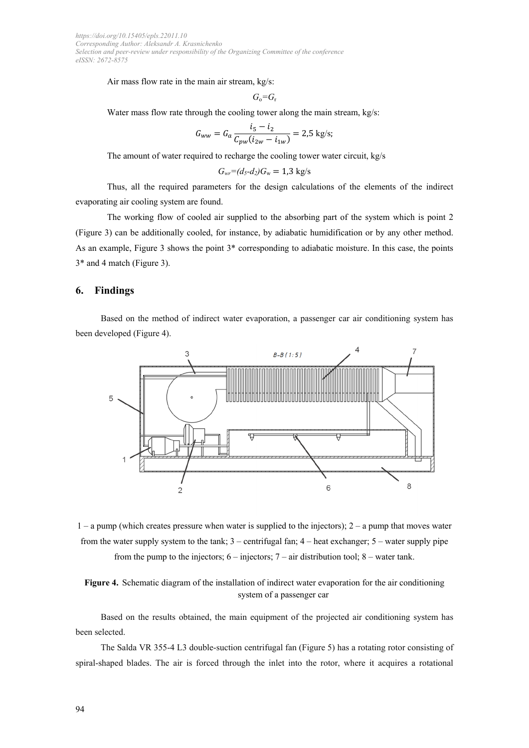Air mass flow rate in the main air stream, kg/s:

$$G_o = G_r$$

Water mass flow rate through the cooling tower along the main stream, kg/s:

$$G_{ww} = G_a \frac{i_5 - i_2}{C_{pw}(i_{2w} - i_{1w})} = 2{,}5 \text{ kg/s};$$

The amount of water required to recharge the cooling tower water circuit, kg/s

$$G_{wr} = (d_5 - d_2)G_w = 1{,}3 \text{ kg/s}$$

Thus, all the required parameters for the design calculations of the elements of the indirect evaporating air cooling system are found.

The working flow of cooled air supplied to the absorbing part of the system which is point 2 (Figure 3) can be additionally cooled, for instance, by adiabatic humidification or by any other method. As an example, Figure 3 shows the point 3* corresponding to adiabatic moisture. In this case, the points 3* and 4 match (Figure 3).

## 6. Findings

Based on the method of indirect water evaporation, a passenger car air conditioning system has been developed (Figure 4).

1 – a pump (which creates pressure when water is supplied to the injectors); 2 – a pump that moves water from the water supply system to the tank; 3 – centrifugal fan; 4 – heat exchanger; 5 – water supply pipe from the pump to the injectors; 6 – injectors; 7 – air distribution tool; 8 – water tank.

**Figure 4.** Schematic diagram of the installation of indirect water evaporation for the air conditioning system of a passenger car

Based on the results obtained, the main equipment of the projected air conditioning system has been selected.

The Salda VR 355-4 L3 double-suction centrifugal fan (Figure 5) has a rotating rotor consisting of spiral-shaped blades. The air is forced through the inlet into the rotor, where it acquires a rotational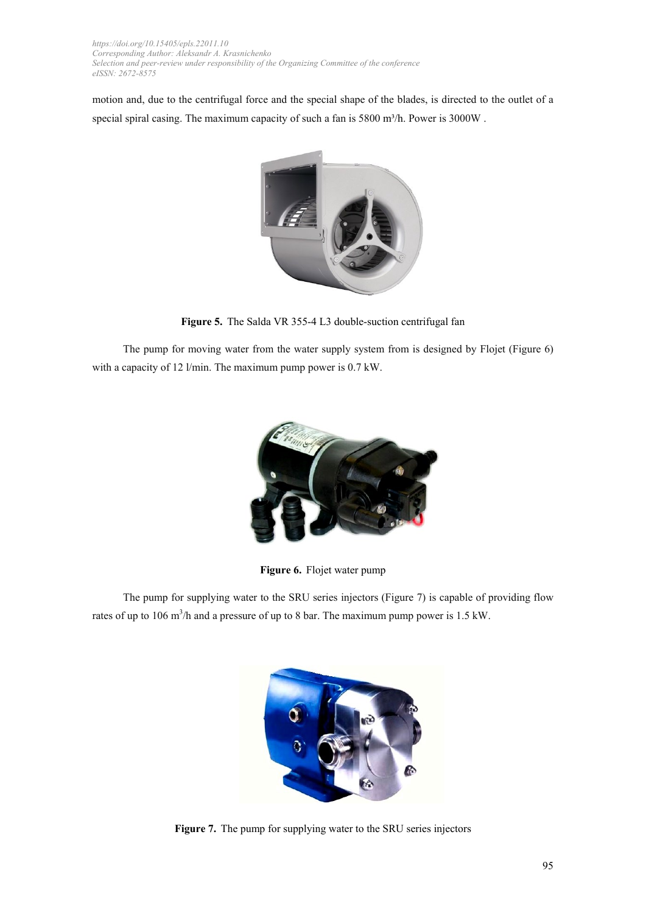motion and, due to the centrifugal force and the special shape of the blades, is directed to the outlet of a special spiral casing. The maximum capacity of such a fan is 5800 m³/h. Power is 3000W .

**Figure 5.** The Salda VR 355-4 L3 double-suction centrifugal fan

The pump for moving water from the water supply system from is designed by Flojet (Figure 6) with a capacity of 12 l/min. The maximum pump power is 0.7 kW.

**Figure 6.** Flojet water pump

The pump for supplying water to the SRU series injectors (Figure 7) is capable of providing flow rates of up to 106 $m^3$/h and a pressure of up to 8 bar. The maximum pump power is 1.5 kW.

**Figure 7.** The pump for supplying water to the SRU series injectors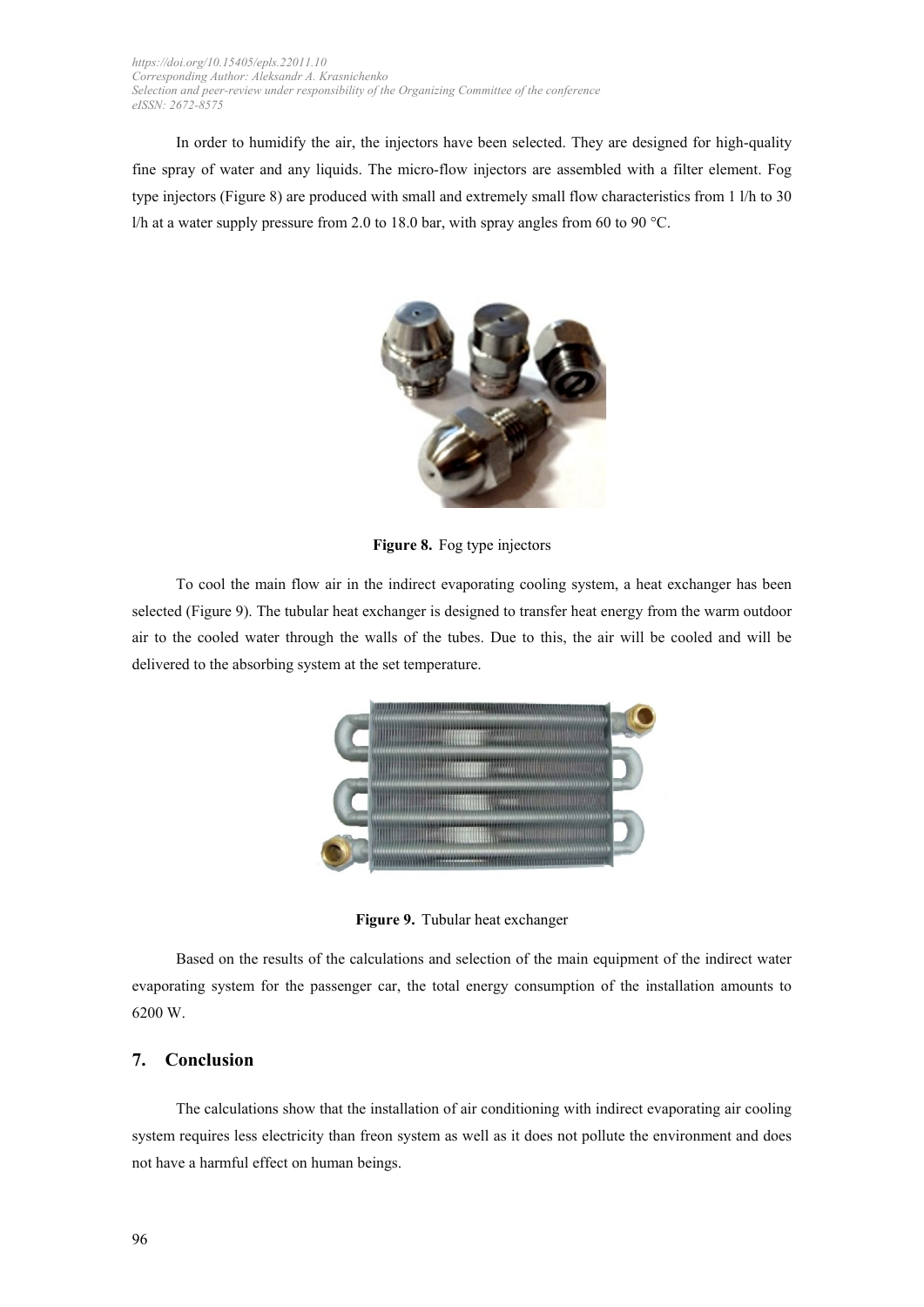In order to humidify the air, the injectors have been selected. They are designed for high-quality fine spray of water and any liquids. The micro-flow injectors are assembled with a filter element. Fog type injectors (Figure 8) are produced with small and extremely small flow characteristics from 1 l/h to 30 l/h at a water supply pressure from 2.0 to 18.0 bar, with spray angles from 60 to 90 °C.

**Figure 8.** Fog type injectors

To cool the main flow air in the indirect evaporating cooling system, a heat exchanger has been selected (Figure 9). The tubular heat exchanger is designed to transfer heat energy from the warm outdoor air to the cooled water through the walls of the tubes. Due to this, the air will be cooled and will be delivered to the absorbing system at the set temperature.

**Figure 9.** Tubular heat exchanger

Based on the results of the calculations and selection of the main equipment of the indirect water evaporating system for the passenger car, the total energy consumption of the installation amounts to 6200 W.

## 7. Conclusion

The calculations show that the installation of air conditioning with indirect evaporating air cooling system requires less electricity than freon system as well as it does not pollute the environment and does not have a harmful effect on human beings.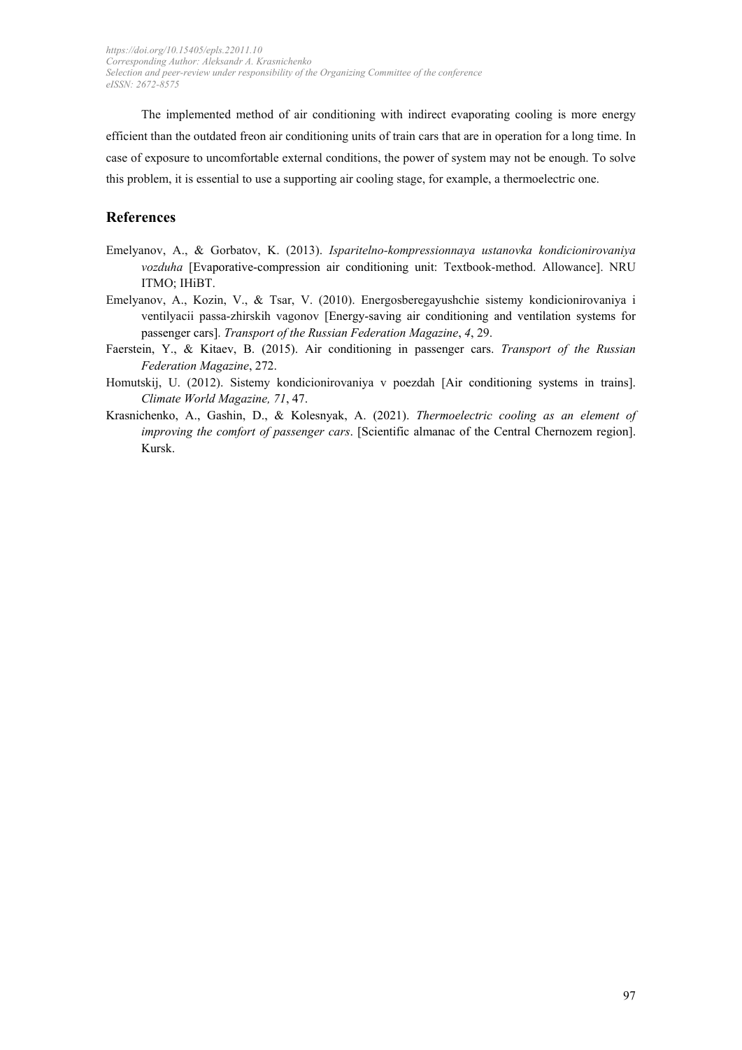The implemented method of air conditioning with indirect evaporating cooling is more energy efficient than the outdated freon air conditioning units of train cars that are in operation for a long time. In case of exposure to uncomfortable external conditions, the power of system may not be enough. To solve this problem, it is essential to use a supporting air cooling stage, for example, a thermoelectric one.

## References

Emelyanov, A., & Gorbatov, K. (2013). *Isparitelno-kompressionnaya ustanovka kondicionirovaniya vozduha* [Evaporative-compression air conditioning unit: Textbook-method. Allowance]. NRU ITMO; IHiBT.

Emelyanov, A., Kozin, V., & Tsar, V. (2010). Energosberegayushchie sistemy kondicionirovaniya i ventilyacii passa-zhirskih vagonov [Energy-saving air conditioning and ventilation systems for passenger cars]. *Transport of the Russian Federation Magazine*, *4*, 29.

Faerstein, Y., & Kitaev, B. (2015). Air conditioning in passenger cars. *Transport of the Russian Federation Magazine*, 272.

Homutskij, U. (2012). Sistemy kondicionirovaniya v poezdah [Air conditioning systems in trains]. *Climate World Magazine, 71*, 47.

Krasnichenko, A., Gashin, D., & Kolesnyak, A. (2021). *Thermoelectric cooling as an element of improving the comfort of passenger cars*. [Scientific almanac of the Central Chernozem region]. Kursk.